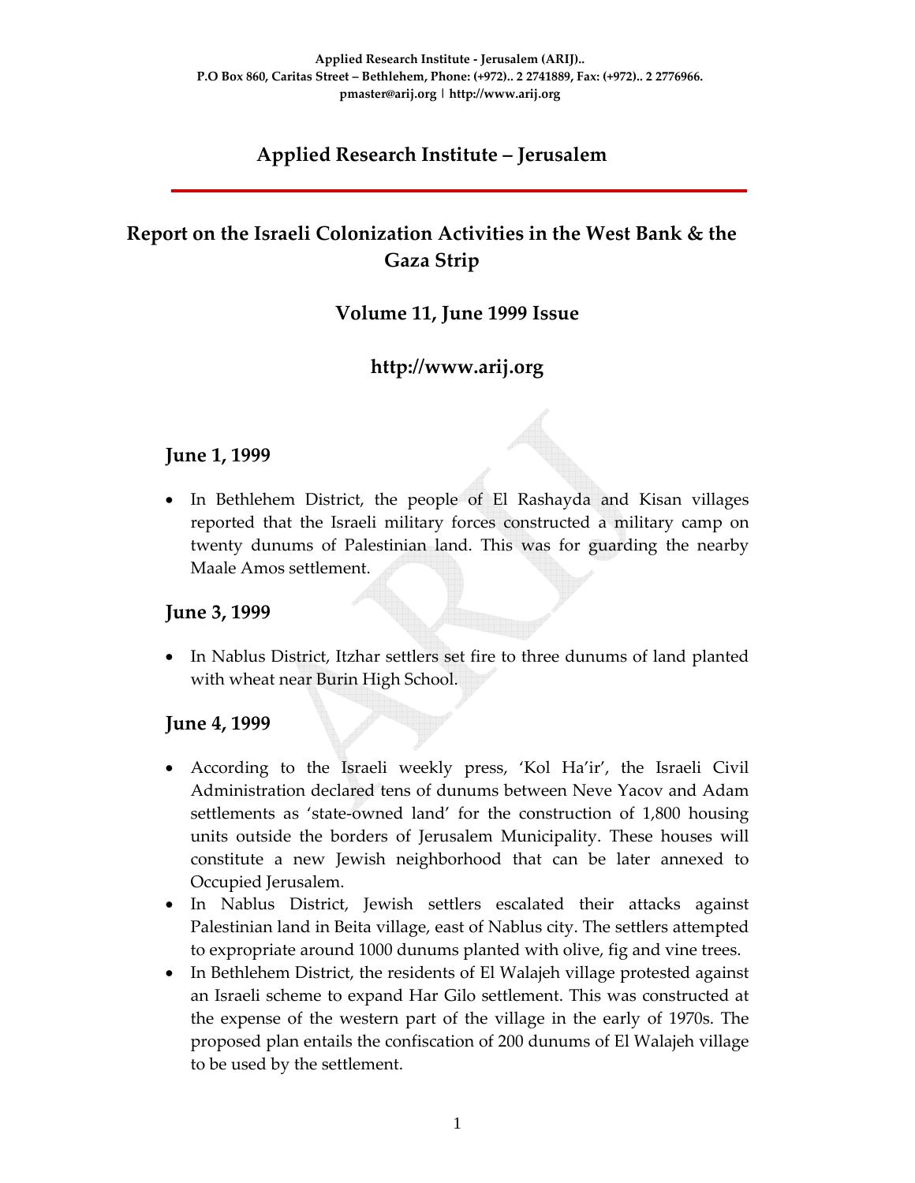Applied Research Institute - Jerusalem (ARIJ)..
P.O Box 860, Caritas Street – Bethlehem, Phone: (+972).. 2 2741889, Fax: (+972).. 2 2776966.
pmaster@arij.org | http://www.arij.org

# Applied Research Institute – Jerusalem

# Report on the Israeli Colonization Activities in the West Bank & the Gaza Strip

## Volume 11, June 1999 Issue

## http://www.arij.org

### June 1, 1999

- In Bethlehem District, the people of El Rashayda and Kisan villages reported that the Israeli military forces constructed a military camp on twenty dunums of Palestinian land. This was for guarding the nearby Maale Amos settlement.

### June 3, 1999

- In Nablus District, Itzhar settlers set fire to three dunums of land planted with wheat near Burin High School.

### June 4, 1999

- According to the Israeli weekly press, 'Kol Ha'ir', the Israeli Civil Administration declared tens of dunums between Neve Yacov and Adam settlements as 'state-owned land' for the construction of 1,800 housing units outside the borders of Jerusalem Municipality. These houses will constitute a new Jewish neighborhood that can be later annexed to Occupied Jerusalem.
- In Nablus District, Jewish settlers escalated their attacks against Palestinian land in Beita village, east of Nablus city. The settlers attempted to expropriate around 1000 dunums planted with olive, fig and vine trees.
- In Bethlehem District, the residents of El Walajeh village protested against an Israeli scheme to expand Har Gilo settlement. This was constructed at the expense of the western part of the village in the early of 1970s. The proposed plan entails the confiscation of 200 dunums of El Walajeh village to be used by the settlement.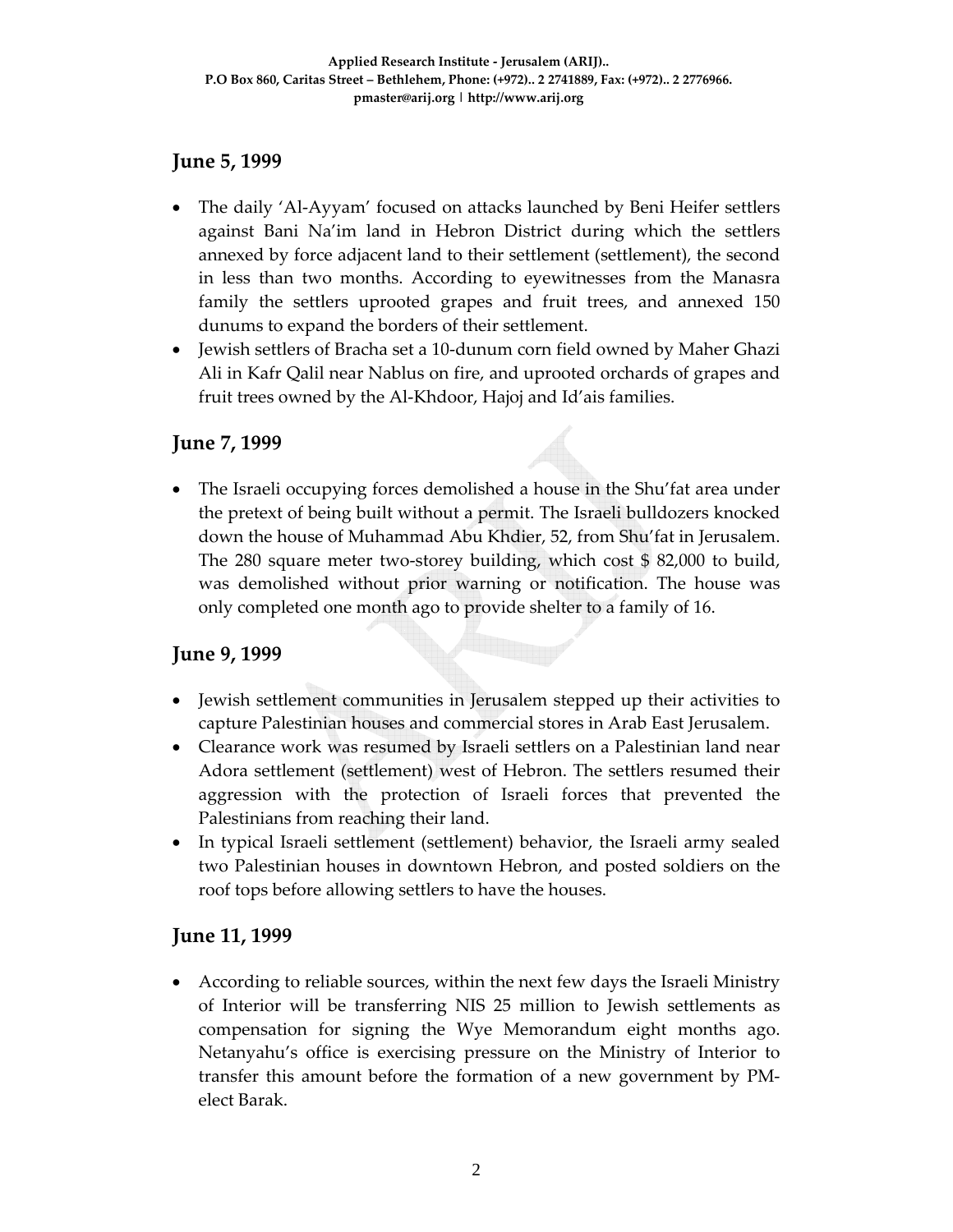## June 5, 1999

- The daily 'Al-Ayyam' focused on attacks launched by Beni Heifer settlers against Bani Na'im land in Hebron District during which the settlers annexed by force adjacent land to their settlement (settlement), the second in less than two months. According to eyewitnesses from the Manasra family the settlers uprooted grapes and fruit trees, and annexed 150 dunums to expand the borders of their settlement.
- Jewish settlers of Bracha set a 10-dunum corn field owned by Maher Ghazi Ali in Kafr Qalil near Nablus on fire, and uprooted orchards of grapes and fruit trees owned by the Al-Khdoor, Hajoj and Id'ais families.

## June 7, 1999

- The Israeli occupying forces demolished a house in the Shu'fat area under the pretext of being built without a permit. The Israeli bulldozers knocked down the house of Muhammad Abu Khdier, 52, from Shu'fat in Jerusalem. The 280 square meter two-storey building, which cost $ 82,000 to build, was demolished without prior warning or notification. The house was only completed one month ago to provide shelter to a family of 16.

## June 9, 1999

- Jewish settlement communities in Jerusalem stepped up their activities to capture Palestinian houses and commercial stores in Arab East Jerusalem.
- Clearance work was resumed by Israeli settlers on a Palestinian land near Adora settlement (settlement) west of Hebron. The settlers resumed their aggression with the protection of Israeli forces that prevented the Palestinians from reaching their land.
- In typical Israeli settlement (settlement) behavior, the Israeli army sealed two Palestinian houses in downtown Hebron, and posted soldiers on the roof tops before allowing settlers to have the houses.

## June 11, 1999

- According to reliable sources, within the next few days the Israeli Ministry of Interior will be transferring NIS 25 million to Jewish settlements as compensation for signing the Wye Memorandum eight months ago. Netanyahu's office is exercising pressure on the Ministry of Interior to transfer this amount before the formation of a new government by PM-elect Barak.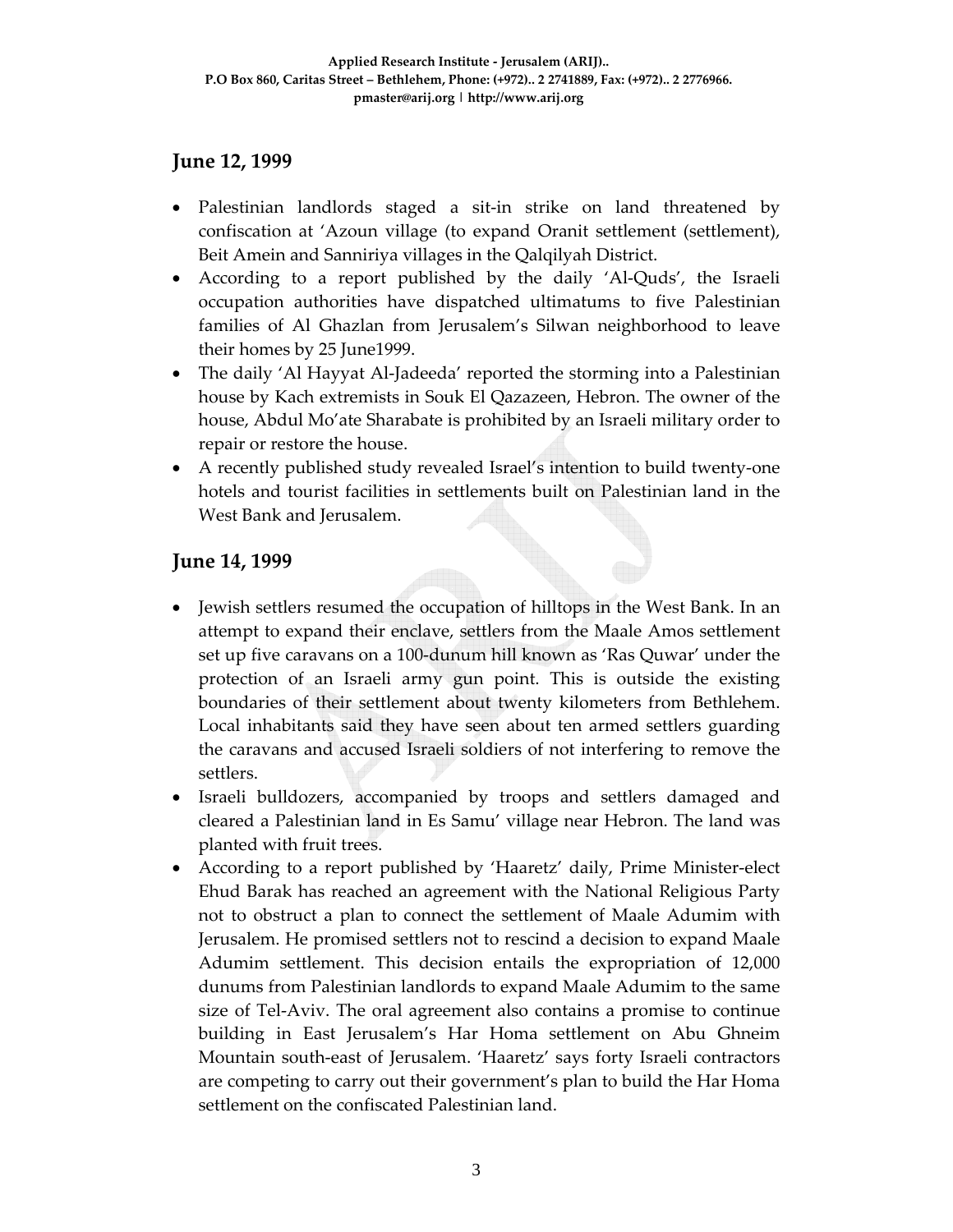## June 12, 1999

- Palestinian landlords staged a sit-in strike on land threatened by confiscation at 'Azoun village (to expand Oranit settlement (settlement), Beit Amein and Sanniriya villages in the Qalqilyah District.
- According to a report published by the daily 'Al-Quds', the Israeli occupation authorities have dispatched ultimatums to five Palestinian families of Al Ghazlan from Jerusalem's Silwan neighborhood to leave their homes by 25 June1999.
- The daily 'Al Hayyat Al-Jadeeda' reported the storming into a Palestinian house by Kach extremists in Souk El Qazazeen, Hebron. The owner of the house, Abdul Mo'ate Sharabate is prohibited by an Israeli military order to repair or restore the house.
- A recently published study revealed Israel's intention to build twenty-one hotels and tourist facilities in settlements built on Palestinian land in the West Bank and Jerusalem.

## June 14, 1999

- Jewish settlers resumed the occupation of hilltops in the West Bank. In an attempt to expand their enclave, settlers from the Maale Amos settlement set up five caravans on a 100-dunum hill known as 'Ras Quwar' under the protection of an Israeli army gun point. This is outside the existing boundaries of their settlement about twenty kilometers from Bethlehem. Local inhabitants said they have seen about ten armed settlers guarding the caravans and accused Israeli soldiers of not interfering to remove the settlers.
- Israeli bulldozers, accompanied by troops and settlers damaged and cleared a Palestinian land in Es Samu' village near Hebron. The land was planted with fruit trees.
- According to a report published by 'Haaretz' daily, Prime Minister-elect Ehud Barak has reached an agreement with the National Religious Party not to obstruct a plan to connect the settlement of Maale Adumim with Jerusalem. He promised settlers not to rescind a decision to expand Maale Adumim settlement. This decision entails the expropriation of 12,000 dunums from Palestinian landlords to expand Maale Adumim to the same size of Tel-Aviv. The oral agreement also contains a promise to continue building in East Jerusalem's Har Homa settlement on Abu Ghneim Mountain south-east of Jerusalem. 'Haaretz' says forty Israeli contractors are competing to carry out their government's plan to build the Har Homa settlement on the confiscated Palestinian land.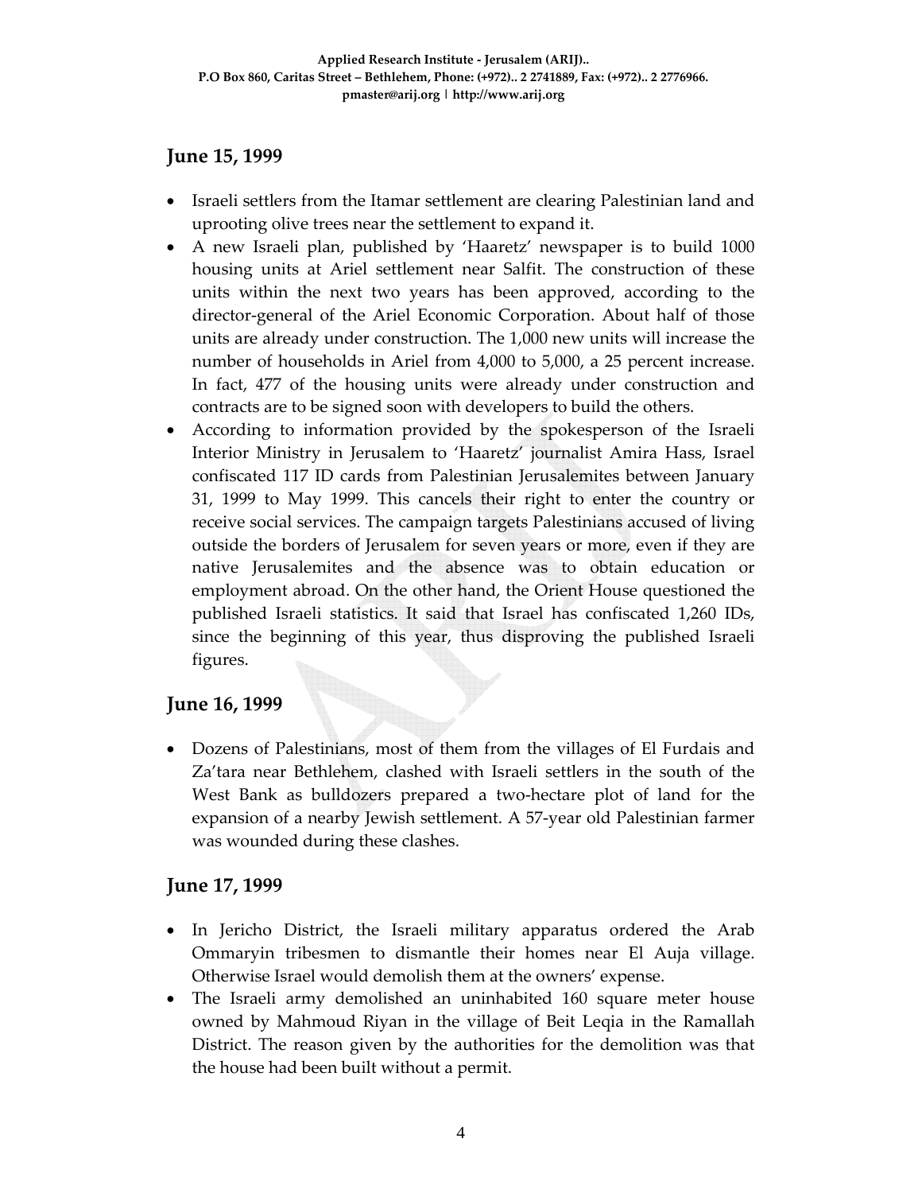## June 15, 1999

- Israeli settlers from the Itamar settlement are clearing Palestinian land and uprooting olive trees near the settlement to expand it.
- A new Israeli plan, published by 'Haaretz' newspaper is to build 1000 housing units at Ariel settlement near Salfit. The construction of these units within the next two years has been approved, according to the director-general of the Ariel Economic Corporation. About half of those units are already under construction. The 1,000 new units will increase the number of households in Ariel from 4,000 to 5,000, a 25 percent increase. In fact, 477 of the housing units were already under construction and contracts are to be signed soon with developers to build the others.
- According to information provided by the spokesperson of the Israeli Interior Ministry in Jerusalem to 'Haaretz' journalist Amira Hass, Israel confiscated 117 ID cards from Palestinian Jerusalemites between January 31, 1999 to May 1999. This cancels their right to enter the country or receive social services. The campaign targets Palestinians accused of living outside the borders of Jerusalem for seven years or more, even if they are native Jerusalemites and the absence was to obtain education or employment abroad. On the other hand, the Orient House questioned the published Israeli statistics. It said that Israel has confiscated 1,260 IDs, since the beginning of this year, thus disproving the published Israeli figures.

## June 16, 1999

- Dozens of Palestinians, most of them from the villages of El Furdais and Za'tara near Bethlehem, clashed with Israeli settlers in the south of the West Bank as bulldozers prepared a two-hectare plot of land for the expansion of a nearby Jewish settlement. A 57-year old Palestinian farmer was wounded during these clashes.

## June 17, 1999

- In Jericho District, the Israeli military apparatus ordered the Arab Ommaryin tribesmen to dismantle their homes near El Auja village. Otherwise Israel would demolish them at the owners' expense.
- The Israeli army demolished an uninhabited 160 square meter house owned by Mahmoud Riyan in the village of Beit Leqia in the Ramallah District. The reason given by the authorities for the demolition was that the house had been built without a permit.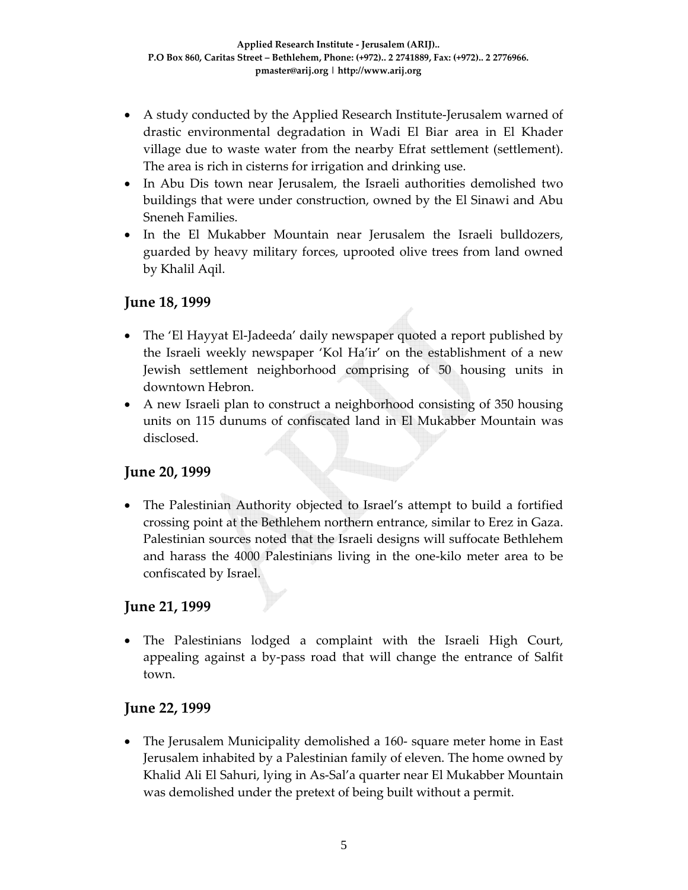- A study conducted by the Applied Research Institute-Jerusalem warned of drastic environmental degradation in Wadi El Biar area in El Khader village due to waste water from the nearby Efrat settlement (settlement). The area is rich in cisterns for irrigation and drinking use.
- In Abu Dis town near Jerusalem, the Israeli authorities demolished two buildings that were under construction, owned by the El Sinawi and Abu Sneneh Families.
- In the El Mukabber Mountain near Jerusalem the Israeli bulldozers, guarded by heavy military forces, uprooted olive trees from land owned by Khalil Aqil.

## June 18, 1999

- The 'El Hayyat El-Jadeeda' daily newspaper quoted a report published by the Israeli weekly newspaper 'Kol Ha'ir' on the establishment of a new Jewish settlement neighborhood comprising of 50 housing units in downtown Hebron.
- A new Israeli plan to construct a neighborhood consisting of 350 housing units on 115 dunums of confiscated land in El Mukabber Mountain was disclosed.

## June 20, 1999

- The Palestinian Authority objected to Israel's attempt to build a fortified crossing point at the Bethlehem northern entrance, similar to Erez in Gaza. Palestinian sources noted that the Israeli designs will suffocate Bethlehem and harass the 4000 Palestinians living in the one-kilo meter area to be confiscated by Israel.

## June 21, 1999

- The Palestinians lodged a complaint with the Israeli High Court, appealing against a by-pass road that will change the entrance of Salfit town.

## June 22, 1999

- The Jerusalem Municipality demolished a 160- square meter home in East Jerusalem inhabited by a Palestinian family of eleven. The home owned by Khalid Ali El Sahuri, lying in As-Sal'a quarter near El Mukabber Mountain was demolished under the pretext of being built without a permit.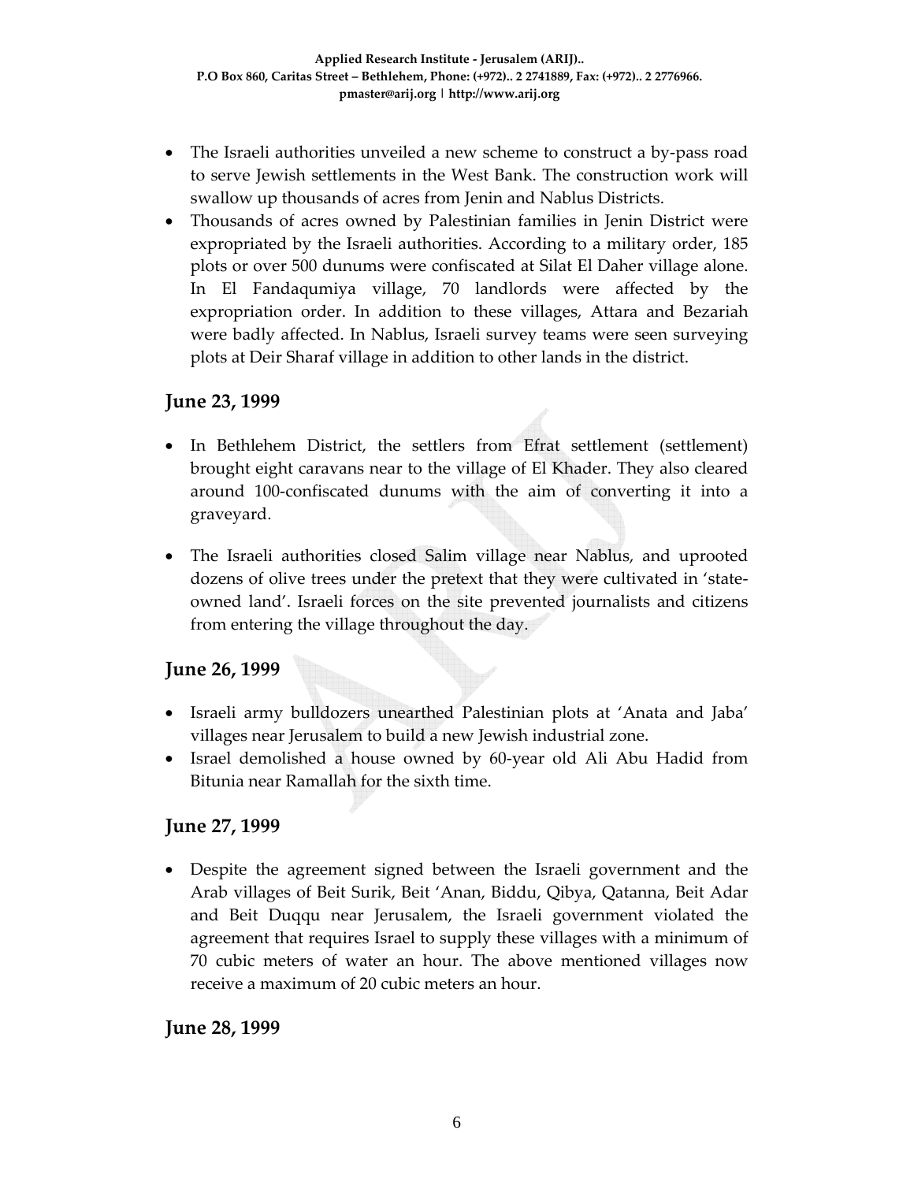- The Israeli authorities unveiled a new scheme to construct a by-pass road to serve Jewish settlements in the West Bank. The construction work will swallow up thousands of acres from Jenin and Nablus Districts.
- Thousands of acres owned by Palestinian families in Jenin District were expropriated by the Israeli authorities. According to a military order, 185 plots or over 500 dunums were confiscated at Silat El Daher village alone. In El Fandaqumiya village, 70 landlords were affected by the expropriation order. In addition to these villages, Attara and Bezariah were badly affected. In Nablus, Israeli survey teams were seen surveying plots at Deir Sharaf village in addition to other lands in the district.

## June 23, 1999

- In Bethlehem District, the settlers from Efrat settlement (settlement) brought eight caravans near to the village of El Khader. They also cleared around 100-confiscated dunums with the aim of converting it into a graveyard.

- The Israeli authorities closed Salim village near Nablus, and uprooted dozens of olive trees under the pretext that they were cultivated in 'state-owned land'. Israeli forces on the site prevented journalists and citizens from entering the village throughout the day.

## June 26, 1999

- Israeli army bulldozers unearthed Palestinian plots at 'Anata and Jaba' villages near Jerusalem to build a new Jewish industrial zone.
- Israel demolished a house owned by 60-year old Ali Abu Hadid from Bitunia near Ramallah for the sixth time.

## June 27, 1999

- Despite the agreement signed between the Israeli government and the Arab villages of Beit Surik, Beit 'Anan, Biddu, Qibya, Qatanna, Beit Adar and Beit Duqqu near Jerusalem, the Israeli government violated the agreement that requires Israel to supply these villages with a minimum of 70 cubic meters of water an hour. The above mentioned villages now receive a maximum of 20 cubic meters an hour.

## June 28, 1999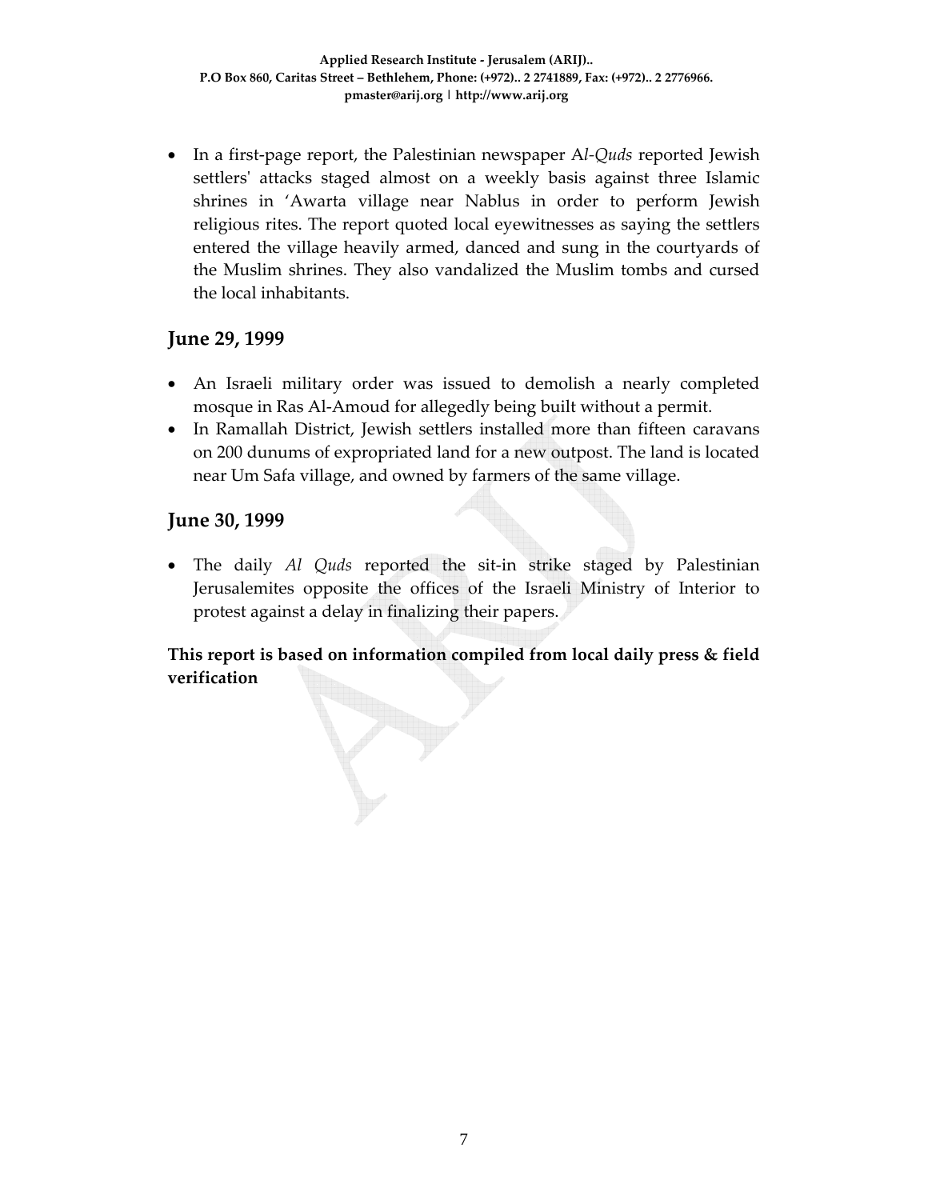- In a first-page report, the Palestinian newspaper A*l-Quds* reported Jewish settlers' attacks staged almost on a weekly basis against three Islamic shrines in 'Awarta village near Nablus in order to perform Jewish religious rites. The report quoted local eyewitnesses as saying the settlers entered the village heavily armed, danced and sung in the courtyards of the Muslim shrines. They also vandalized the Muslim tombs and cursed the local inhabitants.

## June 29, 1999

- An Israeli military order was issued to demolish a nearly completed mosque in Ras Al-Amoud for allegedly being built without a permit.
- In Ramallah District, Jewish settlers installed more than fifteen caravans on 200 dunums of expropriated land for a new outpost. The land is located near Um Safa village, and owned by farmers of the same village.

## June 30, 1999

- The daily *Al Quds* reported the sit-in strike staged by Palestinian Jerusalemites opposite the offices of the Israeli Ministry of Interior to protest against a delay in finalizing their papers.

**This report is based on information compiled from local daily press & field verification**